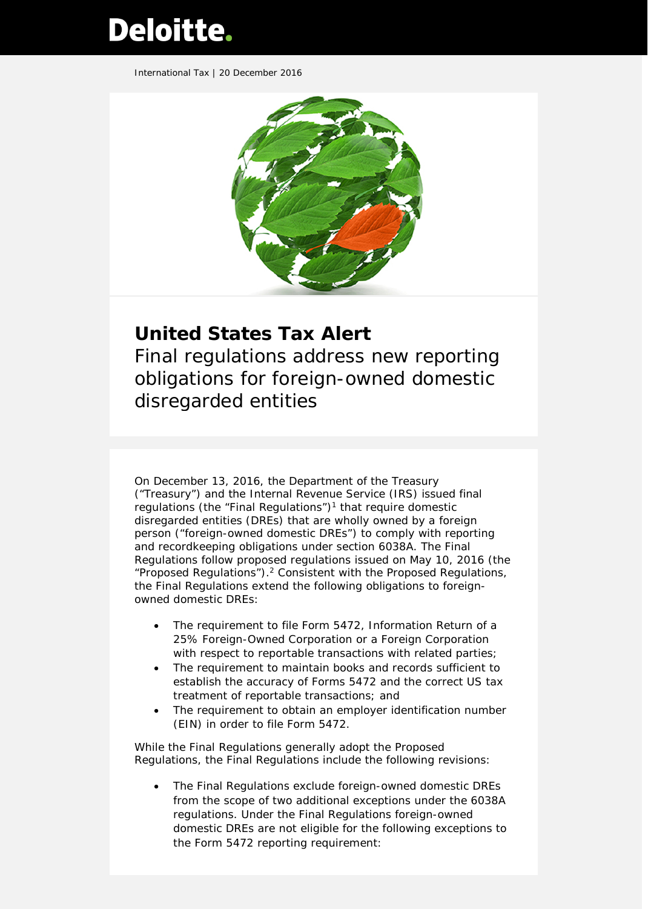Deloitte.

International Tax | 20 December 2016

# United States Tax Alert

## Final regulations address new reporting obligations for foreign-owned domestic disregarded entities

On December 13, 2016, the Department of the Treasury ("Treasury") and the Internal Revenue Service (IRS) issued final regulations (the "Final Regulations")[1] that require domestic disregarded entities (DREs) that are wholly owned by a foreign person ("foreign-owned domestic DREs") to comply with reporting and recordkeeping obligations under section 6038A. The Final Regulations follow proposed regulations issued on May 10, 2016 (the "Proposed Regulations").[2] Consistent with the Proposed Regulations, the Final Regulations extend the following obligations to foreign-owned domestic DREs:

- The requirement to file Form 5472, Information Return of a 25% Foreign-Owned Corporation or a Foreign Corporation with respect to reportable transactions with related parties;
- The requirement to maintain books and records sufficient to establish the accuracy of Forms 5472 and the correct US tax treatment of reportable transactions; and
- The requirement to obtain an employer identification number (EIN) in order to file Form 5472.

While the Final Regulations generally adopt the Proposed Regulations, the Final Regulations include the following revisions:

- The Final Regulations exclude foreign-owned domestic DREs from the scope of two additional exceptions under the 6038A regulations. Under the Final Regulations foreign-owned domestic DREs are not eligible for the following exceptions to the Form 5472 reporting requirement: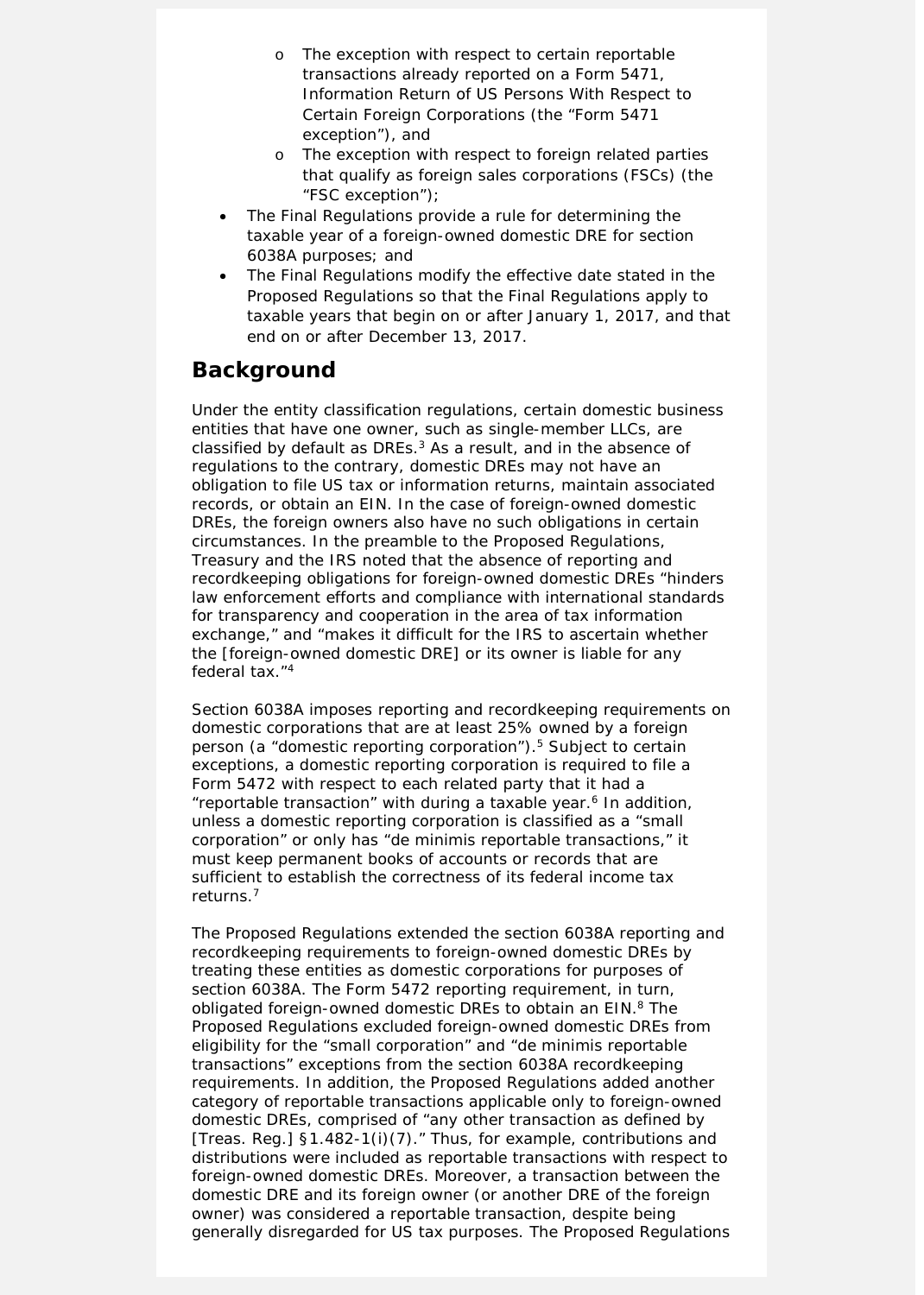- The exception with respect to certain reportable transactions already reported on a Form 5471, Information Return of US Persons With Respect to Certain Foreign Corporations (the "Form 5471 exception"), and
  - The exception with respect to foreign related parties that qualify as foreign sales corporations (FSCs) (the "FSC exception");
- The Final Regulations provide a rule for determining the taxable year of a foreign-owned domestic DRE for section 6038A purposes; and
- The Final Regulations modify the effective date stated in the Proposed Regulations so that the Final Regulations apply to taxable years that begin on or after January 1, 2017, and that end on or after December 13, 2017.

## Background

Under the entity classification regulations, certain domestic business entities that have one owner, such as single-member LLCs, are classified by default as DREs.[3] As a result, and in the absence of regulations to the contrary, domestic DREs may not have an obligation to file US tax or information returns, maintain associated records, or obtain an EIN. In the case of foreign-owned domestic DREs, the foreign owners also have no such obligations in certain circumstances. In the preamble to the Proposed Regulations, Treasury and the IRS noted that the absence of reporting and recordkeeping obligations for foreign-owned domestic DREs "hinders law enforcement efforts and compliance with international standards for transparency and cooperation in the area of tax information exchange," and "makes it difficult for the IRS to ascertain whether the [foreign-owned domestic DRE] or its owner is liable for any federal tax."[4]

Section 6038A imposes reporting and recordkeeping requirements on domestic corporations that are at least 25% owned by a foreign person (a "domestic reporting corporation").[5] Subject to certain exceptions, a domestic reporting corporation is required to file a Form 5472 with respect to each related party that it had a "reportable transaction" with during a taxable year.[6] In addition, unless a domestic reporting corporation is classified as a "small corporation" or only has "de minimis reportable transactions," it must keep permanent books of accounts or records that are sufficient to establish the correctness of its federal income tax returns.[7]

The Proposed Regulations extended the section 6038A reporting and recordkeeping requirements to foreign-owned domestic DREs by treating these entities as domestic corporations for purposes of section 6038A. The Form 5472 reporting requirement, in turn, obligated foreign-owned domestic DREs to obtain an EIN.[8] The Proposed Regulations excluded foreign-owned domestic DREs from eligibility for the "small corporation" and "de minimis reportable transactions" exceptions from the section 6038A recordkeeping requirements. In addition, the Proposed Regulations added another category of reportable transactions applicable only to foreign-owned domestic DREs, comprised of "any other transaction as defined by [Treas. Reg.] §1.482-1(i)(7)." Thus, for example, contributions and distributions were included as reportable transactions with respect to foreign-owned domestic DREs. Moreover, a transaction between the domestic DRE and its foreign owner (or another DRE of the foreign owner) was considered a reportable transaction, despite being generally disregarded for US tax purposes. The Proposed Regulations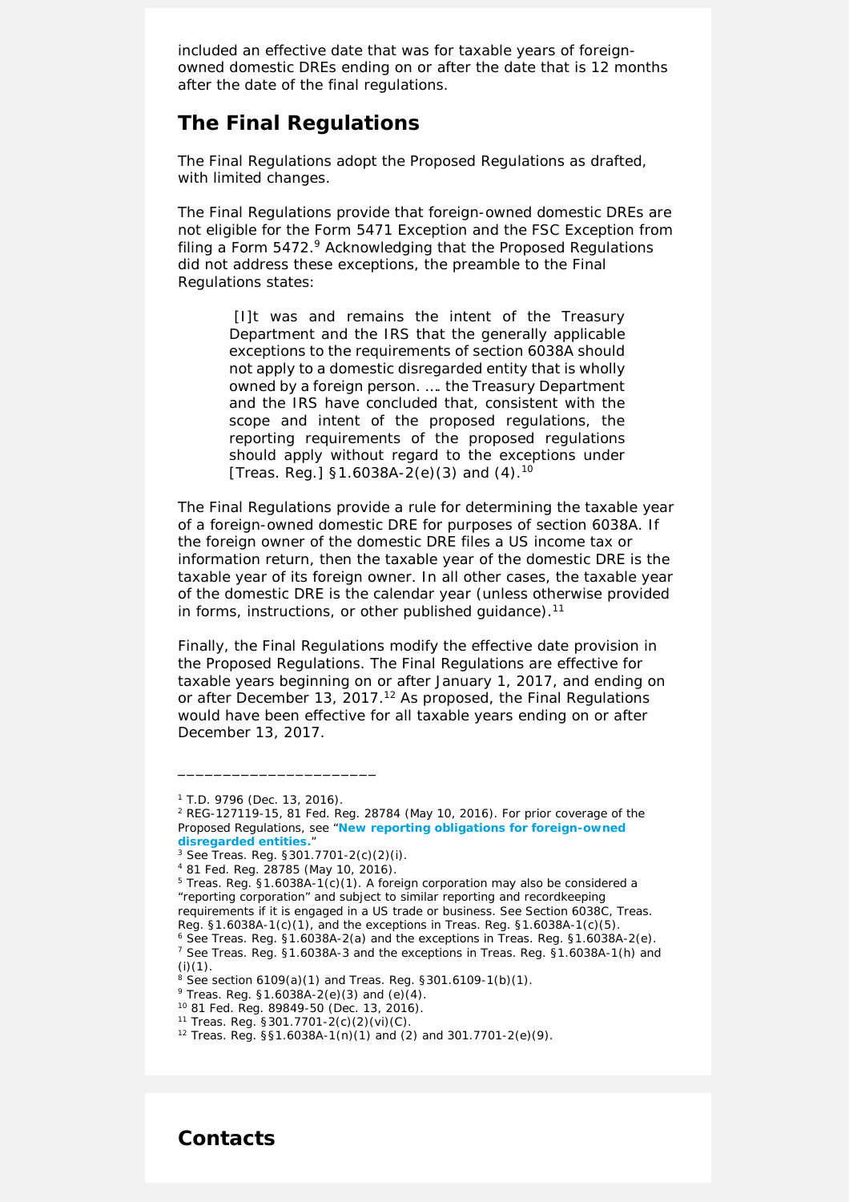included an effective date that was for taxable years of foreign-owned domestic DREs ending on or after the date that is 12 months after the date of the final regulations.

## The Final Regulations

The Final Regulations adopt the Proposed Regulations as drafted, with limited changes.

The Final Regulations provide that foreign-owned domestic DREs are not eligible for the Form 5471 Exception and the FSC Exception from filing a Form 5472.[9] Acknowledging that the Proposed Regulations did not address these exceptions, the preamble to the Final Regulations states:

> [I]t was and remains the intent of the Treasury Department and the IRS that the generally applicable exceptions to the requirements of section 6038A should not apply to a domestic disregarded entity that is wholly owned by a foreign person. …. the Treasury Department and the IRS have concluded that, consistent with the scope and intent of the proposed regulations, the reporting requirements of the proposed regulations should apply without regard to the exceptions under [Treas. Reg.] §1.6038A-2(e)(3) and (4).[10]

The Final Regulations provide a rule for determining the taxable year of a foreign-owned domestic DRE for purposes of section 6038A. If the foreign owner of the domestic DRE files a US income tax or information return, then the taxable year of the domestic DRE is the taxable year of its foreign owner. In all other cases, the taxable year of the domestic DRE is the calendar year (unless otherwise provided in forms, instructions, or other published guidance).[11]

Finally, the Final Regulations modify the effective date provision in the Proposed Regulations. The Final Regulations are effective for taxable years beginning on or after January 1, 2017, and ending on or after December 13, 2017.[12] As proposed, the Final Regulations would have been effective for all taxable years ending on or after December 13, 2017.

______________________

[1] T.D. 9796 (Dec. 13, 2016).
[2] REG-127119-15, 81 Fed. Reg. 28784 (May 10, 2016). For prior coverage of the Proposed Regulations, see "**New reporting obligations for foreign-owned disregarded entities.**"
[3] See Treas. Reg. §301.7701-2(c)(2)(i).
[4] 81 Fed. Reg. 28785 (May 10, 2016).
[5] Treas. Reg. §1.6038A-1(c)(1). A foreign corporation may also be considered a "reporting corporation" and subject to similar reporting and recordkeeping requirements if it is engaged in a US trade or business. See Section 6038C, Treas. Reg. §1.6038A-1(c)(1), and the exceptions in Treas. Reg. §1.6038A-1(c)(5).
[6] See Treas. Reg. §1.6038A-2(a) and the exceptions in Treas. Reg. §1.6038A-2(e).
[7] See Treas. Reg. §1.6038A-3 and the exceptions in Treas. Reg. §1.6038A-1(h) and (i)(1).
[8] See section 6109(a)(1) and Treas. Reg. §301.6109-1(b)(1).
[9] Treas. Reg. §1.6038A-2(e)(3) and (e)(4).
[10] 81 Fed. Reg. 89849-50 (Dec. 13, 2016).
[11] Treas. Reg. §301.7701-2(c)(2)(vi)(C).
[12] Treas. Reg. §§1.6038A-1(n)(1) and (2) and 301.7701-2(e)(9).

## Contacts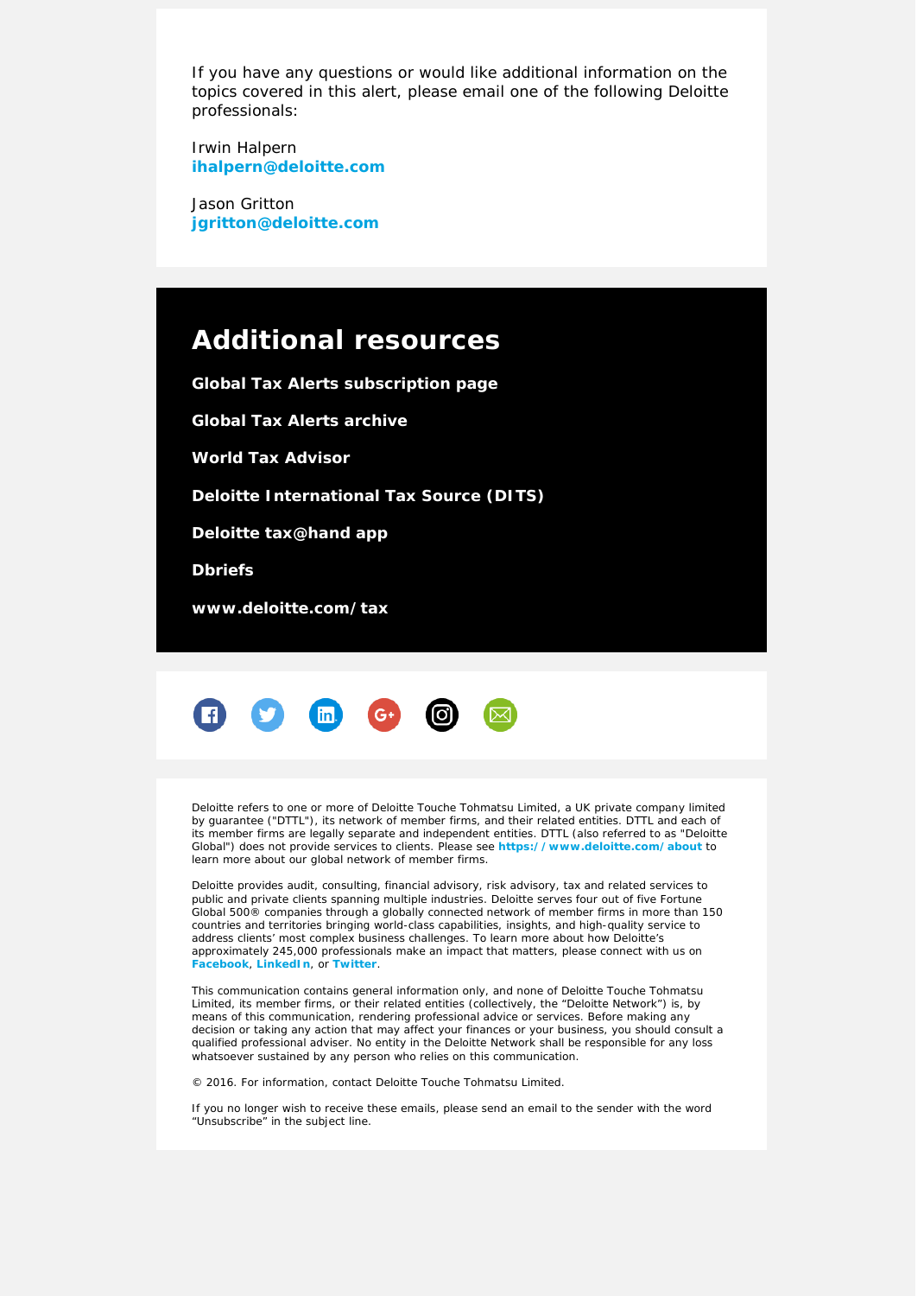If you have any questions or would like additional information on the topics covered in this alert, please email one of the following Deloitte professionals:

Irwin Halpern
**ihalpern@deloitte.com**

Jason Gritton
**jgritton@deloitte.com**

## Additional resources

**Global Tax Alerts subscription page**

**Global Tax Alerts archive**

**World Tax Advisor**

**Deloitte International Tax Source (DITS)**

**Deloitte tax@hand app**

**Dbriefs**

**www.deloitte.com/tax**

Deloitte refers to one or more of Deloitte Touche Tohmatsu Limited, a UK private company limited by guarantee ("DTTL"), its network of member firms, and their related entities. DTTL and each of its member firms are legally separate and independent entities. DTTL (also referred to as "Deloitte Global") does not provide services to clients. Please see **https://www.deloitte.com/about** to learn more about our global network of member firms.

Deloitte provides audit, consulting, financial advisory, risk advisory, tax and related services to public and private clients spanning multiple industries. Deloitte serves four out of five Fortune Global 500® companies through a globally connected network of member firms in more than 150 countries and territories bringing world-class capabilities, insights, and high-quality service to address clients' most complex business challenges. To learn more about how Deloitte's approximately 245,000 professionals make an impact that matters, please connect with us on **Facebook**, **LinkedIn**, or **Twitter**.

This communication contains general information only, and none of Deloitte Touche Tohmatsu Limited, its member firms, or their related entities (collectively, the "Deloitte Network") is, by means of this communication, rendering professional advice or services. Before making any decision or taking any action that may affect your finances or your business, you should consult a qualified professional adviser. No entity in the Deloitte Network shall be responsible for any loss whatsoever sustained by any person who relies on this communication.

© 2016. For information, contact Deloitte Touche Tohmatsu Limited.

If you no longer wish to receive these emails, please send an email to the sender with the word "Unsubscribe" in the subject line.